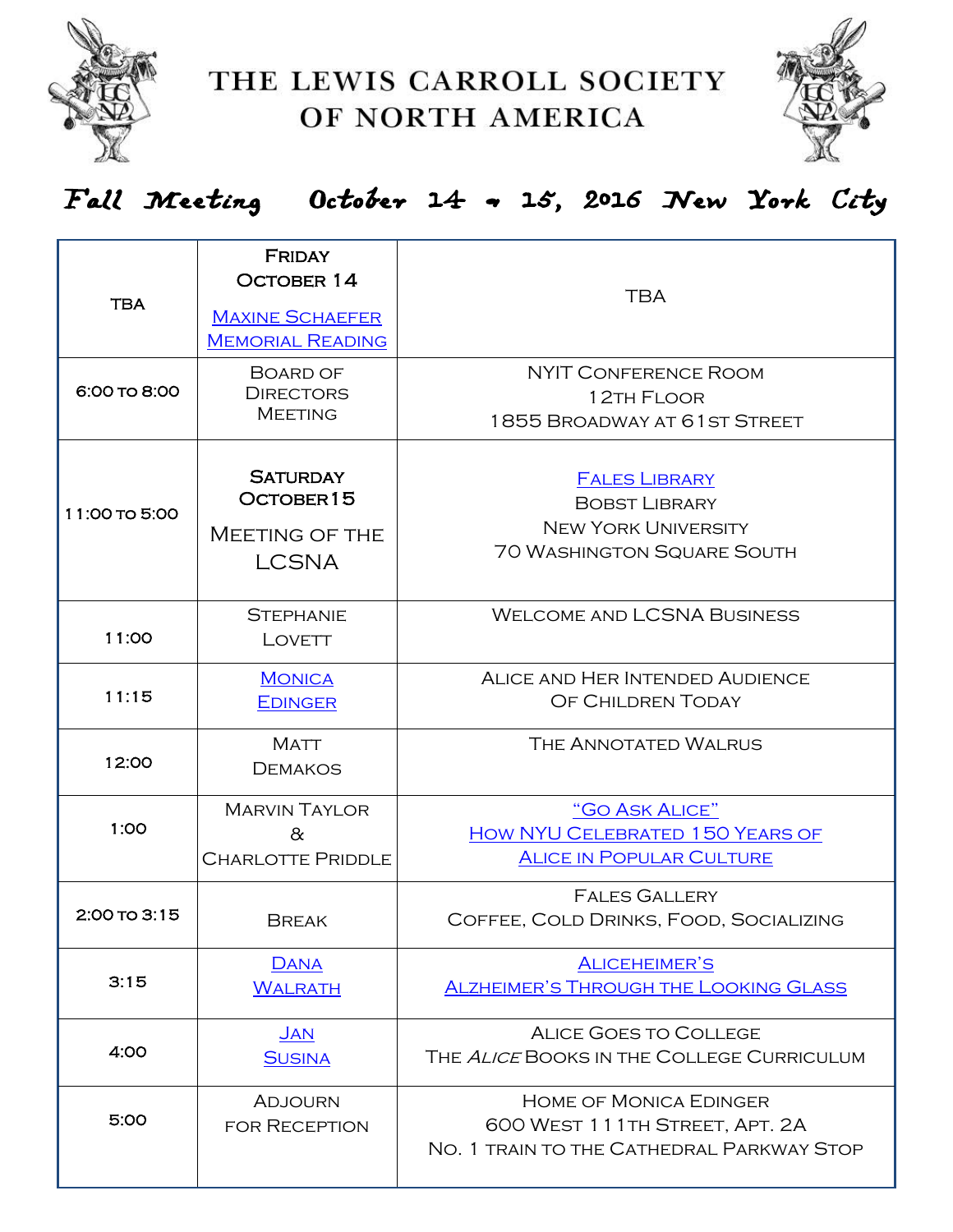# THE LEWIS CARROLL SOCIETY OF NORTH AMERICA

## Fall Meeting October 14 - 15, 2016 New York City

| | | |
|---|---|---|
| TBA | Friday October 14<br>Maxine Schaefer Memorial Reading | TBA |
| 6:00 to 8:00 | Board of Directors Meeting | NYIT Conference Room<br>12th Floor<br>1855 Broadway at 61st Street |
| 11:00 to 5:00 | Saturday October 15<br>Meeting of the LCSNA | Fales Library<br>Bobst Library<br>New York University<br>70 Washington Square South |
| 11:00 | Stephanie Lovett | Welcome and LCSNA Business |
| 11:15 | Monica Edinger | Alice and Her Intended Audience Of Children Today |
| 12:00 | Matt Demakos | The Annotated Walrus |
| 1:00 | Marvin Taylor & Charlotte Priddle | "Go Ask Alice"<br>How NYU Celebrated 150 Years of Alice in Popular Culture |
| 2:00 to 3:15 | Break | Fales Gallery<br>Coffee, Cold Drinks, Food, Socializing |
| 3:15 | Dana Walrath | Aliceheimer's<br>Alzheimer's Through the Looking Glass |
| 4:00 | Jan Susina | Alice Goes to College<br>The *Alice* Books in the College Curriculum |
| 5:00 | Adjourn for Reception | Home of Monica Edinger<br>600 West 111th Street, Apt. 2A<br>No. 1 train to the Cathedral Parkway Stop |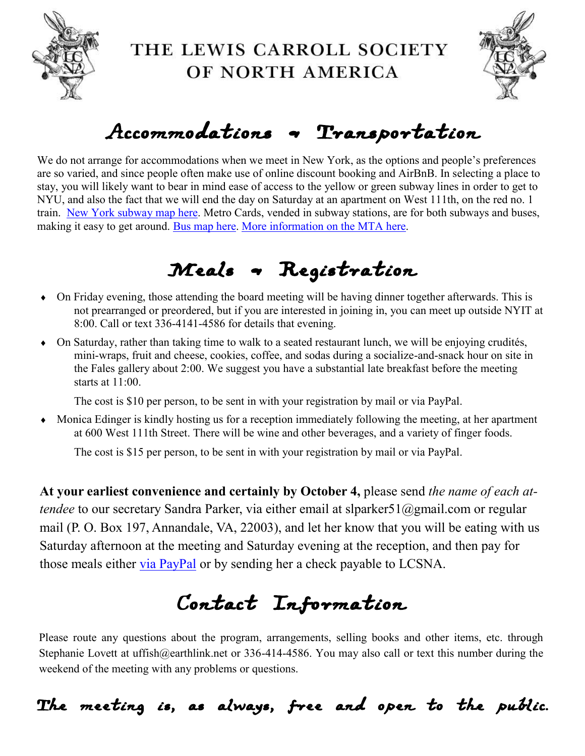# THE LEWIS CARROLL SOCIETY OF NORTH AMERICA

## Accommodations ~ Transportation

We do not arrange for accommodations when we meet in New York, as the options and people's preferences are so varied, and since people often make use of online discount booking and AirBnB. In selecting a place to stay, you will likely want to bear in mind ease of access to the yellow or green subway lines in order to get to NYU, and also the fact that we will end the day on Saturday at an apartment on West 111th, on the red no. 1 train. [New York subway map here](). Metro Cards, vended in subway stations, are for both subways and buses, making it easy to get around. [Bus map here](). [More information on the MTA here]().

## Meals ~ Registration

- On Friday evening, those attending the board meeting will be having dinner together afterwards. This is not prearranged or preordered, but if you are interested in joining in, you can meet up outside NYIT at 8:00. Call or text 336-4141-4586 for details that evening.
- On Saturday, rather than taking time to walk to a seated restaurant lunch, we will be enjoying crudités, mini-wraps, fruit and cheese, cookies, coffee, and sodas during a socialize-and-snack hour on site in the Fales gallery about 2:00. We suggest you have a substantial late breakfast before the meeting starts at 11:00.

  The cost is $10 per person, to be sent in with your registration by mail or via PayPal.
- Monica Edinger is kindly hosting us for a reception immediately following the meeting, at her apartment at 600 West 111th Street. There will be wine and other beverages, and a variety of finger foods.

  The cost is $15 per person, to be sent in with your registration by mail or via PayPal.

**At your earliest convenience and certainly by October 4,** please send *the name of each attendee* to our secretary Sandra Parker, via either email at slparker51@gmail.com or regular mail (P. O. Box 197, Annandale, VA, 22003), and let her know that you will be eating with us Saturday afternoon at the meeting and Saturday evening at the reception, and then pay for those meals either [via PayPal]() or by sending her a check payable to LCSNA.

## Contact Information

Please route any questions about the program, arrangements, selling books and other items, etc. through Stephanie Lovett at uffish@earthlink.net or 336-414-4586. You may also call or text this number during the weekend of the meeting with any problems or questions.

## The meeting is, as always, free and open to the public.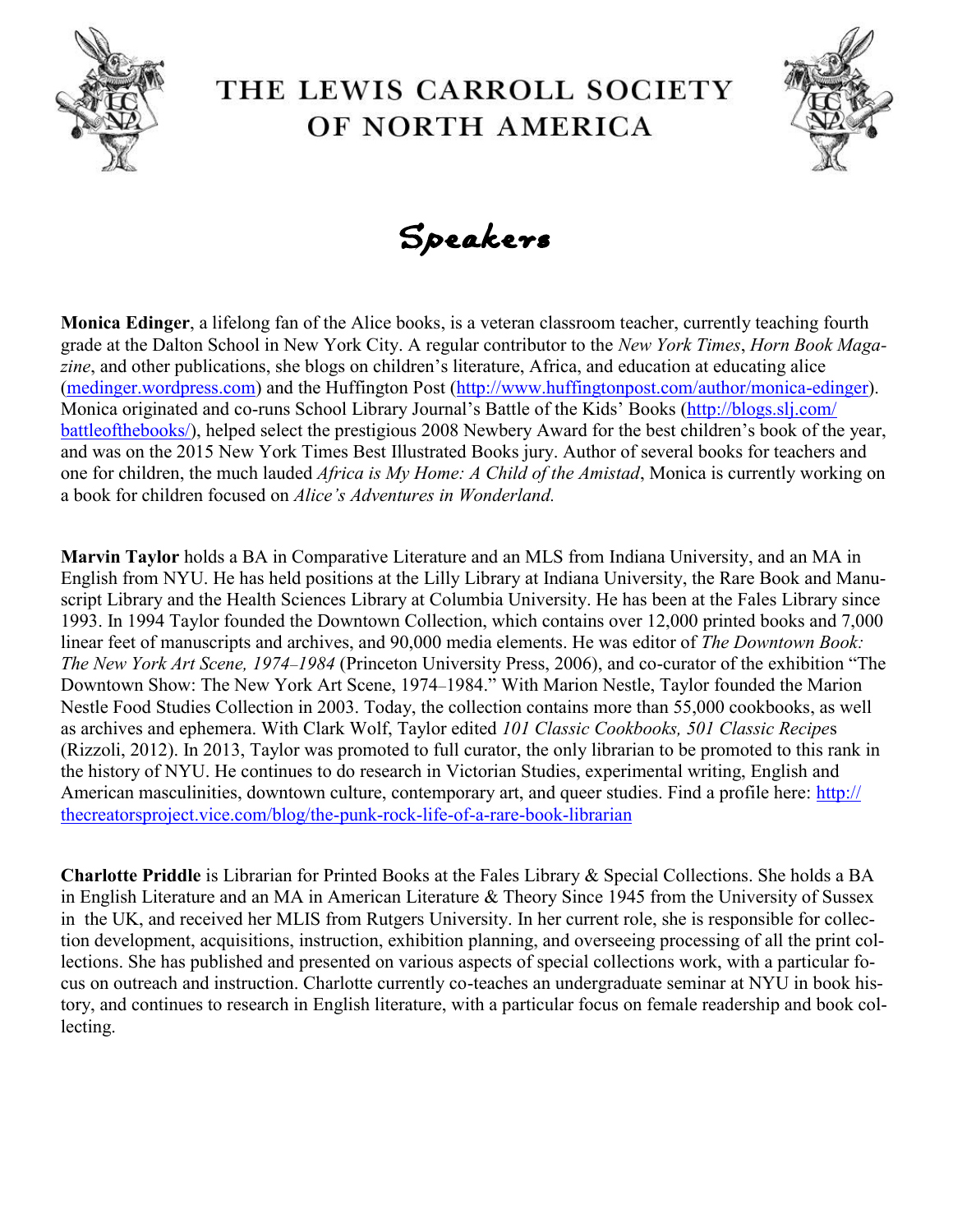# THE LEWIS CARROLL SOCIETY OF NORTH AMERICA

## Speakers

**Monica Edinger**, a lifelong fan of the Alice books, is a veteran classroom teacher, currently teaching fourth grade at the Dalton School in New York City. A regular contributor to the *New York Times*, *Horn Book Magazine*, and other publications, she blogs on children's literature, Africa, and education at educating alice (medinger.wordpress.com) and the Huffington Post (http://www.huffingtonpost.com/author/monica-edinger). Monica originated and co-runs School Library Journal's Battle of the Kids' Books (http://blogs.slj.com/battleofthebooks/), helped select the prestigious 2008 Newbery Award for the best children's book of the year, and was on the 2015 New York Times Best Illustrated Books jury. Author of several books for teachers and one for children, the much lauded *Africa is My Home: A Child of the Amistad*, Monica is currently working on a book for children focused on *Alice's Adventures in Wonderland.*

**Marvin Taylor** holds a BA in Comparative Literature and an MLS from Indiana University, and an MA in English from NYU. He has held positions at the Lilly Library at Indiana University, the Rare Book and Manuscript Library and the Health Sciences Library at Columbia University. He has been at the Fales Library since 1993. In 1994 Taylor founded the Downtown Collection, which contains over 12,000 printed books and 7,000 linear feet of manuscripts and archives, and 90,000 media elements. He was editor of *The Downtown Book: The New York Art Scene, 1974–1984* (Princeton University Press, 2006), and co-curator of the exhibition "The Downtown Show: The New York Art Scene, 1974–1984." With Marion Nestle, Taylor founded the Marion Nestle Food Studies Collection in 2003. Today, the collection contains more than 55,000 cookbooks, as well as archives and ephemera. With Clark Wolf, Taylor edited *101 Classic Cookbooks, 501 Classic Recipes* (Rizzoli, 2012). In 2013, Taylor was promoted to full curator, the only librarian to be promoted to this rank in the history of NYU. He continues to do research in Victorian Studies, experimental writing, English and American masculinities, downtown culture, contemporary art, and queer studies. Find a profile here: http://thecreatorsproject.vice.com/blog/the-punk-rock-life-of-a-rare-book-librarian

**Charlotte Priddle** is Librarian for Printed Books at the Fales Library & Special Collections. She holds a BA in English Literature and an MA in American Literature & Theory Since 1945 from the University of Sussex in the UK, and received her MLIS from Rutgers University. In her current role, she is responsible for collection development, acquisitions, instruction, exhibition planning, and overseeing processing of all the print collections. She has published and presented on various aspects of special collections work, with a particular focus on outreach and instruction. Charlotte currently co-teaches an undergraduate seminar at NYU in book history, and continues to research in English literature, with a particular focus on female readership and book collecting.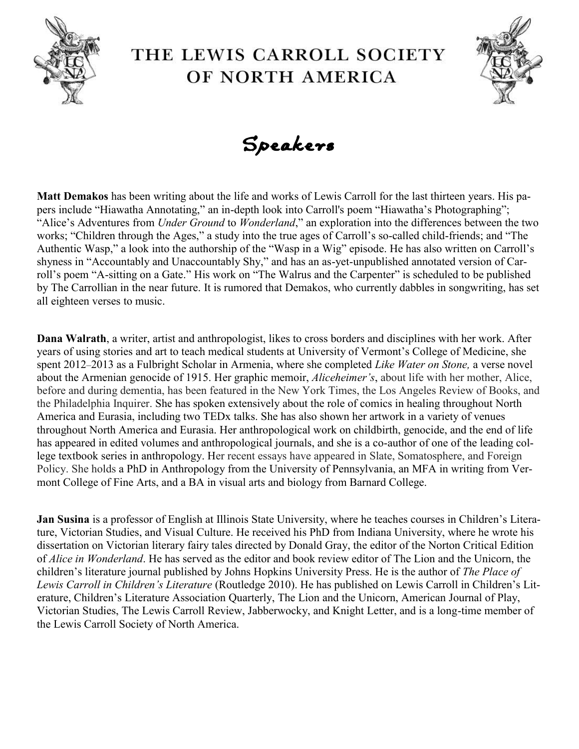# THE LEWIS CARROLL SOCIETY OF NORTH AMERICA

## Speakers

**Matt Demakos** has been writing about the life and works of Lewis Carroll for the last thirteen years. His papers include "Hiawatha Annotating," an in-depth look into Carroll's poem "Hiawatha's Photographing"; "Alice's Adventures from *Under Ground* to *Wonderland*," an exploration into the differences between the two works; "Children through the Ages," a study into the true ages of Carroll's so-called child-friends; and "The Authentic Wasp," a look into the authorship of the "Wasp in a Wig" episode. He has also written on Carroll's shyness in "Accountably and Unaccountably Shy," and has an as-yet-unpublished annotated version of Carroll's poem "A-sitting on a Gate." His work on "The Walrus and the Carpenter" is scheduled to be published by The Carrollian in the near future. It is rumored that Demakos, who currently dabbles in songwriting, has set all eighteen verses to music.

**Dana Walrath**, a writer, artist and anthropologist, likes to cross borders and disciplines with her work. After years of using stories and art to teach medical students at University of Vermont's College of Medicine, she spent 2012–2013 as a Fulbright Scholar in Armenia, where she completed *Like Water on Stone,* a verse novel about the Armenian genocide of 1915. Her graphic memoir, *Aliceheimer's*, about life with her mother, Alice, before and during dementia, has been featured in the New York Times, the Los Angeles Review of Books, and the Philadelphia Inquirer. She has spoken extensively about the role of comics in healing throughout North America and Eurasia, including two TEDx talks. She has also shown her artwork in a variety of venues throughout North America and Eurasia. Her anthropological work on childbirth, genocide, and the end of life has appeared in edited volumes and anthropological journals, and she is a co-author of one of the leading college textbook series in anthropology. Her recent essays have appeared in Slate, Somatosphere, and Foreign Policy. She holds a PhD in Anthropology from the University of Pennsylvania, an MFA in writing from Vermont College of Fine Arts, and a BA in visual arts and biology from Barnard College.

**Jan Susina** is a professor of English at Illinois State University, where he teaches courses in Children's Literature, Victorian Studies, and Visual Culture. He received his PhD from Indiana University, where he wrote his dissertation on Victorian literary fairy tales directed by Donald Gray, the editor of the Norton Critical Edition of *Alice in Wonderland*. He has served as the editor and book review editor of The Lion and the Unicorn, the children's literature journal published by Johns Hopkins University Press. He is the author of *The Place of Lewis Carroll in Children's Literature* (Routledge 2010). He has published on Lewis Carroll in Children's Literature, Children's Literature Association Quarterly, The Lion and the Unicorn, American Journal of Play, Victorian Studies, The Lewis Carroll Review, Jabberwocky, and Knight Letter, and is a long-time member of the Lewis Carroll Society of North America.